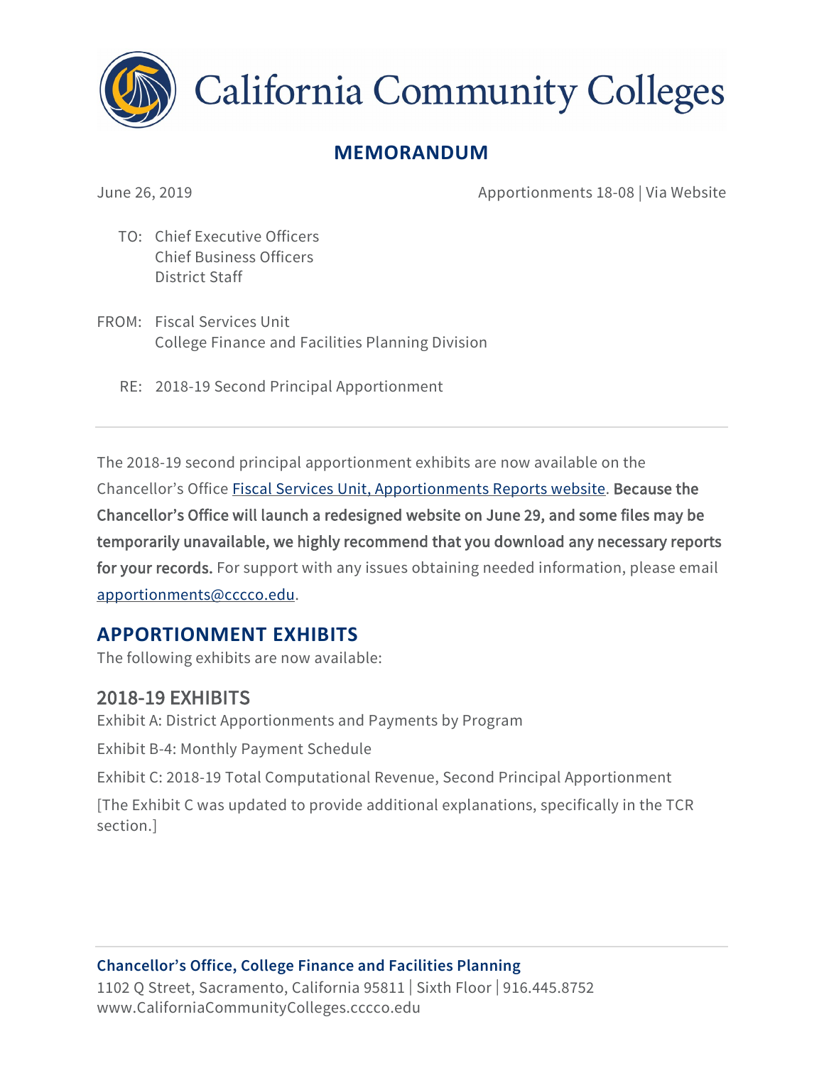California Community Colleges

# MEMORANDUM

June 26, 2019 | Apportionments 18-08 | Via Website

TO: Chief Executive Officers
Chief Business Officers
District Staff

FROM: Fiscal Services Unit
College Finance and Facilities Planning Division

RE: 2018-19 Second Principal Apportionment

---

The 2018-19 second principal apportionment exhibits are now available on the Chancellor's Office Fiscal Services Unit, Apportionments Reports website. **Because the Chancellor's Office will launch a redesigned website on June 29, and some files may be temporarily unavailable, we highly recommend that you download any necessary reports for your records.** For support with any issues obtaining needed information, please email apportionments@cccco.edu.

## APPORTIONMENT EXHIBITS

The following exhibits are now available:

### 2018-19 EXHIBITS

Exhibit A: District Apportionments and Payments by Program

Exhibit B-4: Monthly Payment Schedule

Exhibit C: 2018-19 Total Computational Revenue, Second Principal Apportionment

[The Exhibit C was updated to provide additional explanations, specifically in the TCR section.]

**Chancellor's Office, College Finance and Facilities Planning**
1102 Q Street, Sacramento, California 95811 | Sixth Floor | 916.445.8752
www.CaliforniaCommunityColleges.cccco.edu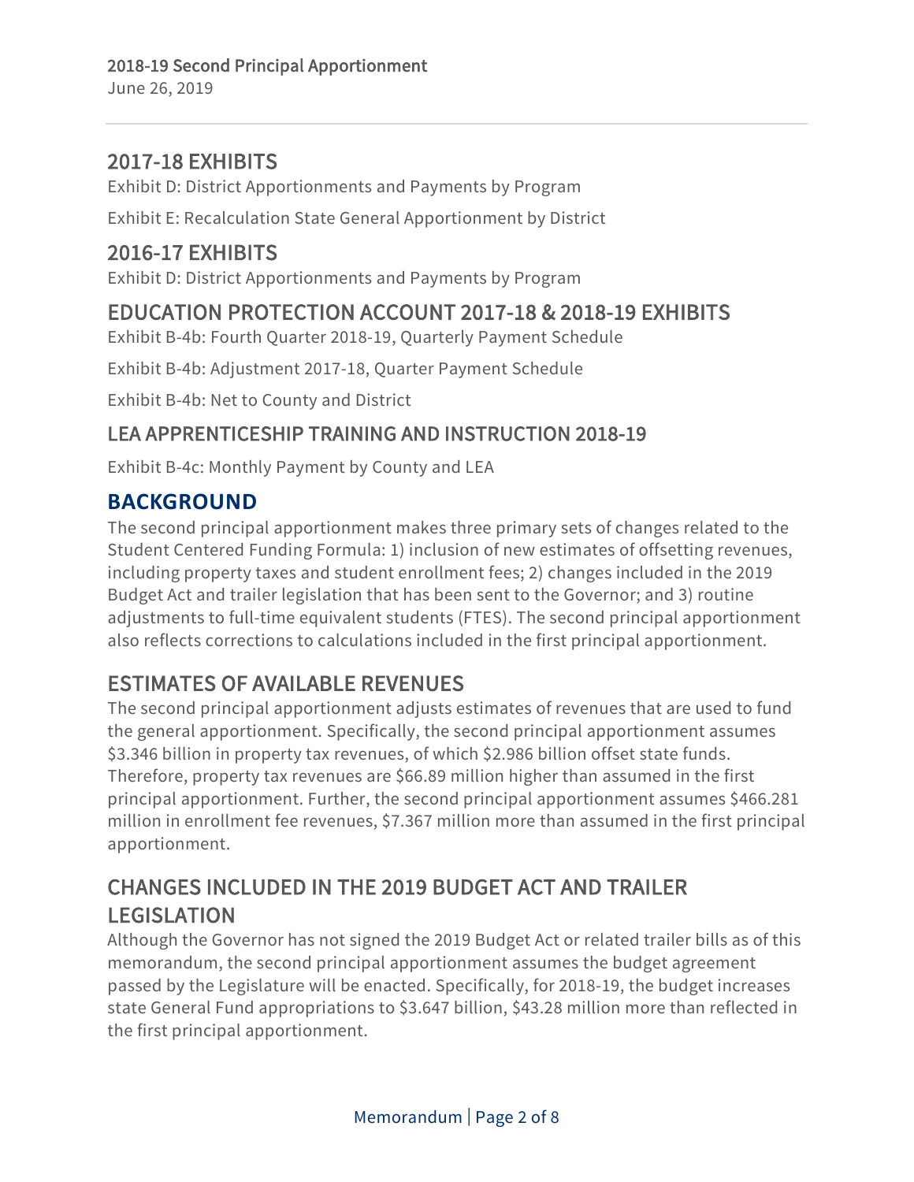## 2017-18 EXHIBITS

Exhibit D: District Apportionments and Payments by Program

Exhibit E: Recalculation State General Apportionment by District

## 2016-17 EXHIBITS

Exhibit D: District Apportionments and Payments by Program

## EDUCATION PROTECTION ACCOUNT 2017-18 & 2018-19 EXHIBITS

Exhibit B-4b: Fourth Quarter 2018-19, Quarterly Payment Schedule

Exhibit B-4b: Adjustment 2017-18, Quarter Payment Schedule

Exhibit B-4b: Net to County and District

## LEA APPRENTICESHIP TRAINING AND INSTRUCTION 2018-19

Exhibit B-4c: Monthly Payment by County and LEA

## BACKGROUND

The second principal apportionment makes three primary sets of changes related to the Student Centered Funding Formula: 1) inclusion of new estimates of offsetting revenues, including property taxes and student enrollment fees; 2) changes included in the 2019 Budget Act and trailer legislation that has been sent to the Governor; and 3) routine adjustments to full-time equivalent students (FTES). The second principal apportionment also reflects corrections to calculations included in the first principal apportionment.

## ESTIMATES OF AVAILABLE REVENUES

The second principal apportionment adjusts estimates of revenues that are used to fund the general apportionment. Specifically, the second principal apportionment assumes $3.346 billion in property tax revenues, of which $2.986 billion offset state funds. Therefore, property tax revenues are $66.89 million higher than assumed in the first principal apportionment. Further, the second principal apportionment assumes $466.281 million in enrollment fee revenues, $7.367 million more than assumed in the first principal apportionment.

## CHANGES INCLUDED IN THE 2019 BUDGET ACT AND TRAILER LEGISLATION

Although the Governor has not signed the 2019 Budget Act or related trailer bills as of this memorandum, the second principal apportionment assumes the budget agreement passed by the Legislature will be enacted. Specifically, for 2018-19, the budget increases state General Fund appropriations to $3.647 billion, $43.28 million more than reflected in the first principal apportionment.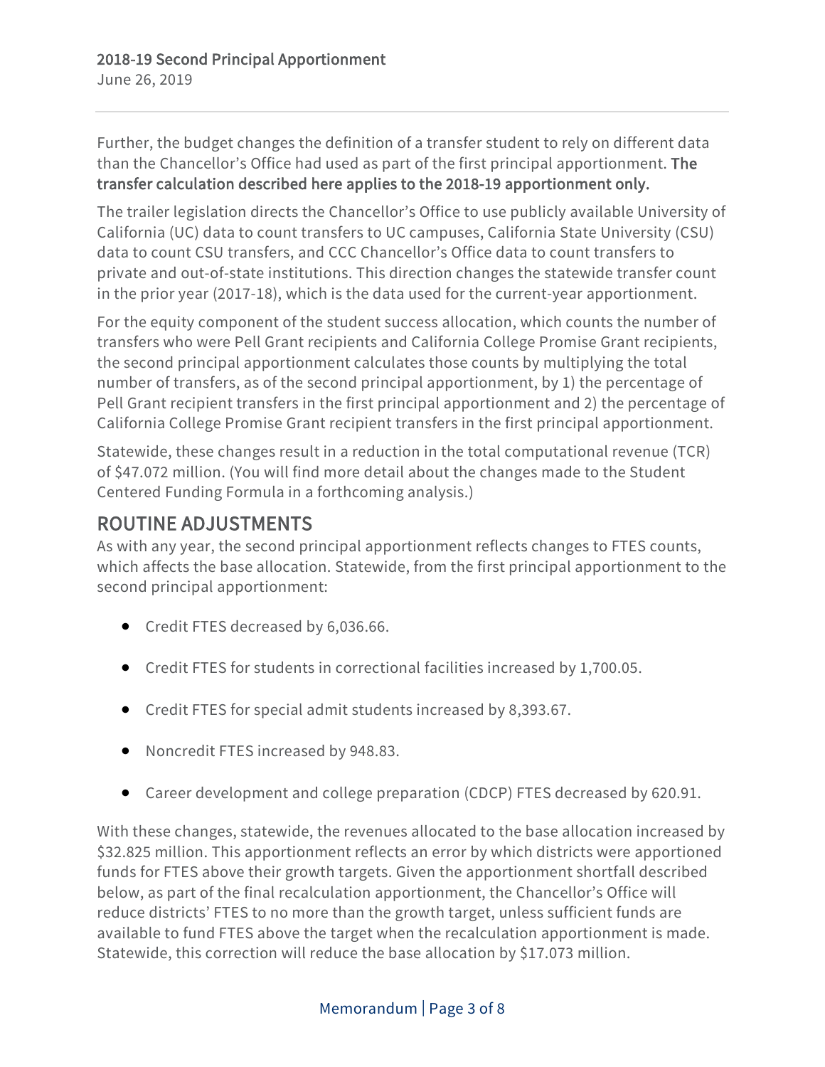Further, the budget changes the definition of a transfer student to rely on different data than the Chancellor's Office had used as part of the first principal apportionment. **The transfer calculation described here applies to the 2018-19 apportionment only.**

The trailer legislation directs the Chancellor's Office to use publicly available University of California (UC) data to count transfers to UC campuses, California State University (CSU) data to count CSU transfers, and CCC Chancellor's Office data to count transfers to private and out-of-state institutions. This direction changes the statewide transfer count in the prior year (2017-18), which is the data used for the current-year apportionment.

For the equity component of the student success allocation, which counts the number of transfers who were Pell Grant recipients and California College Promise Grant recipients, the second principal apportionment calculates those counts by multiplying the total number of transfers, as of the second principal apportionment, by 1) the percentage of Pell Grant recipient transfers in the first principal apportionment and 2) the percentage of California College Promise Grant recipient transfers in the first principal apportionment.

Statewide, these changes result in a reduction in the total computational revenue (TCR) of $47.072 million. (You will find more detail about the changes made to the Student Centered Funding Formula in a forthcoming analysis.)

## ROUTINE ADJUSTMENTS

As with any year, the second principal apportionment reflects changes to FTES counts, which affects the base allocation. Statewide, from the first principal apportionment to the second principal apportionment:

- Credit FTES decreased by 6,036.66.
- Credit FTES for students in correctional facilities increased by 1,700.05.
- Credit FTES for special admit students increased by 8,393.67.
- Noncredit FTES increased by 948.83.
- Career development and college preparation (CDCP) FTES decreased by 620.91.

With these changes, statewide, the revenues allocated to the base allocation increased by $32.825 million. This apportionment reflects an error by which districts were apportioned funds for FTES above their growth targets. Given the apportionment shortfall described below, as part of the final recalculation apportionment, the Chancellor's Office will reduce districts' FTES to no more than the growth target, unless sufficient funds are available to fund FTES above the target when the recalculation apportionment is made. Statewide, this correction will reduce the base allocation by $17.073 million.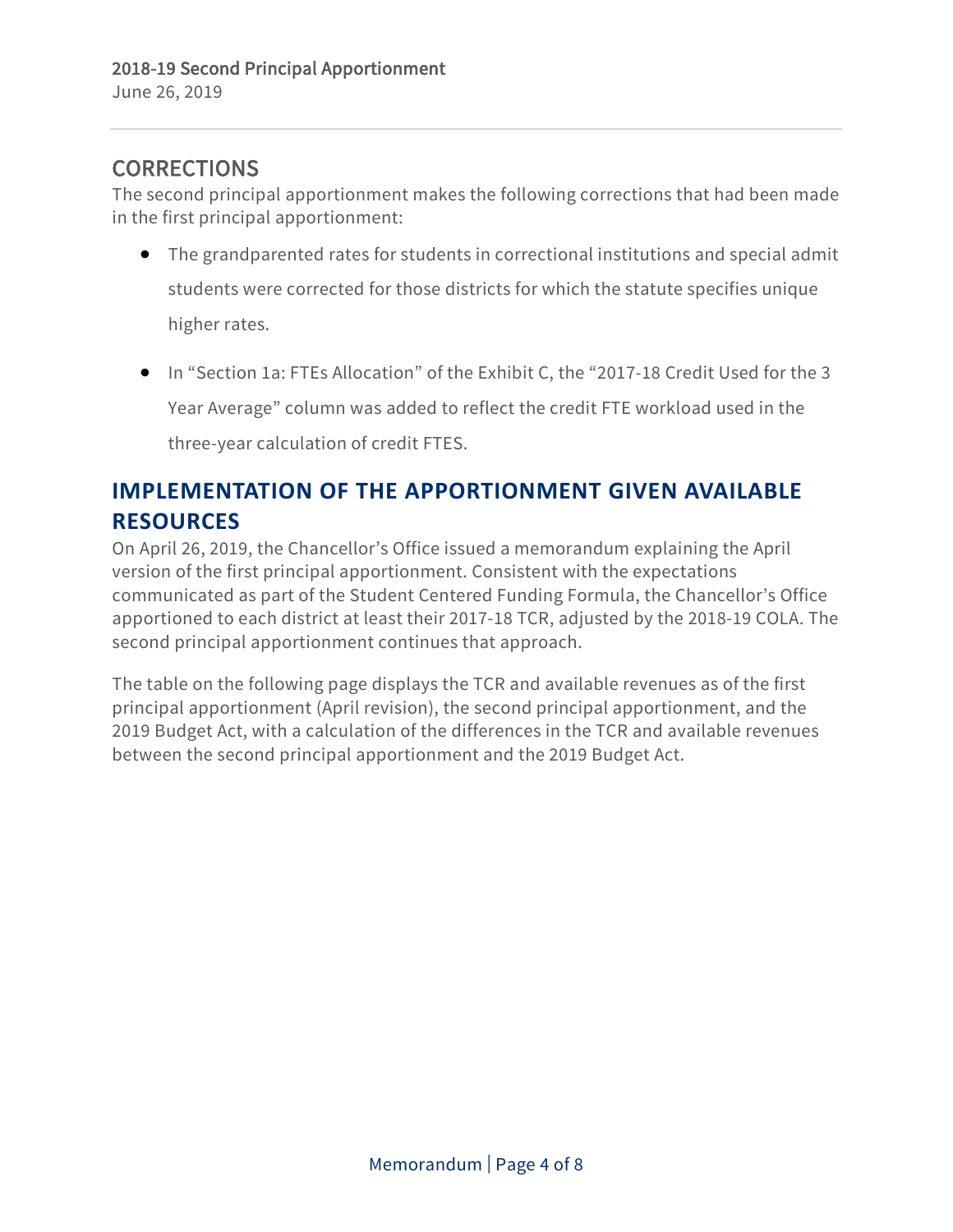## CORRECTIONS

The second principal apportionment makes the following corrections that had been made in the first principal apportionment:

- The grandparented rates for students in correctional institutions and special admit students were corrected for those districts for which the statute specifies unique higher rates.
- In "Section 1a: FTEs Allocation" of the Exhibit C, the "2017-18 Credit Used for the 3 Year Average" column was added to reflect the credit FTE workload used in the three-year calculation of credit FTES.

## IMPLEMENTATION OF THE APPORTIONMENT GIVEN AVAILABLE RESOURCES

On April 26, 2019, the Chancellor's Office issued a memorandum explaining the April version of the first principal apportionment. Consistent with the expectations communicated as part of the Student Centered Funding Formula, the Chancellor's Office apportioned to each district at least their 2017-18 TCR, adjusted by the 2018-19 COLA. The second principal apportionment continues that approach.

The table on the following page displays the TCR and available revenues as of the first principal apportionment (April revision), the second principal apportionment, and the 2019 Budget Act, with a calculation of the differences in the TCR and available revenues between the second principal apportionment and the 2019 Budget Act.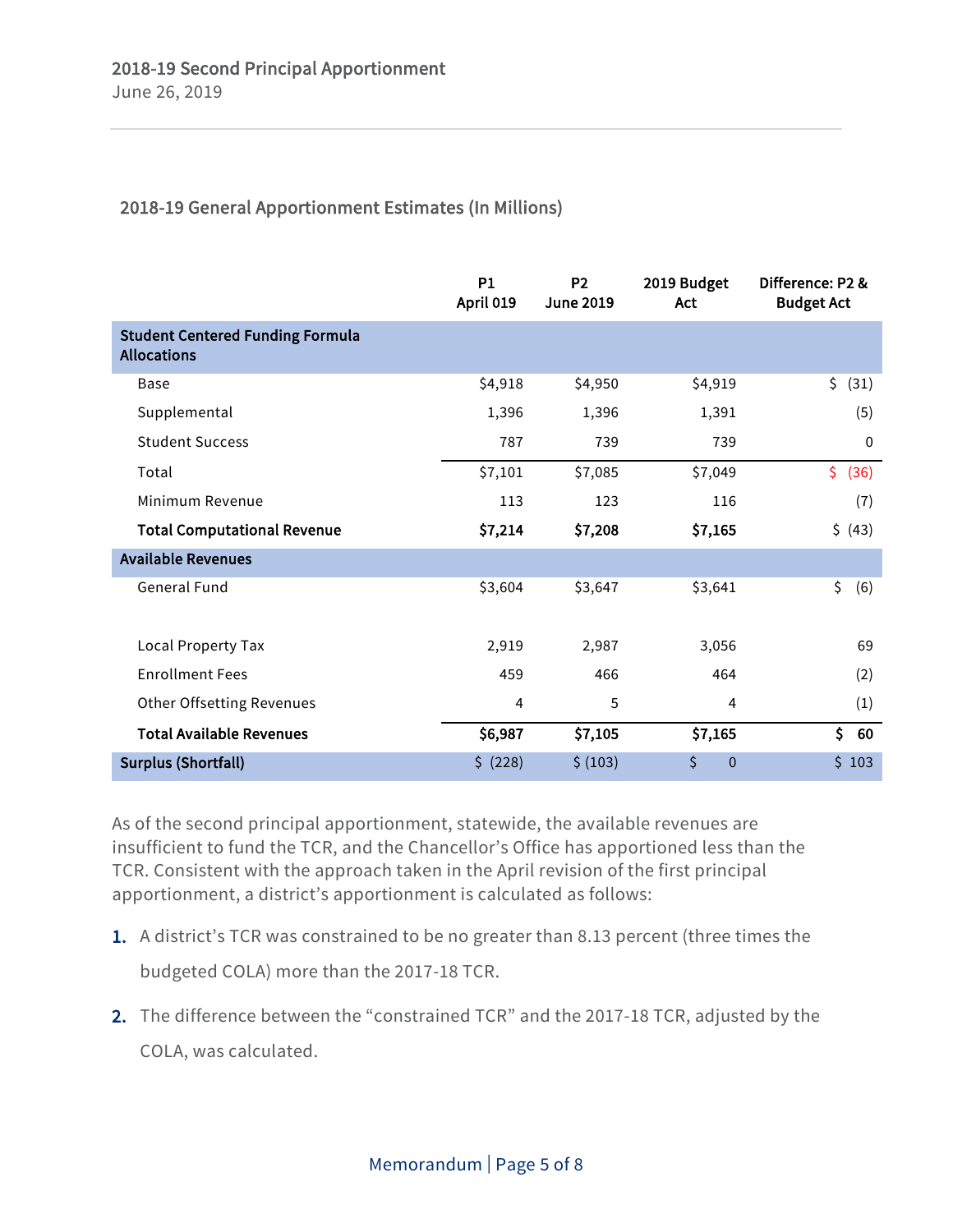### 2018-19 General Apportionment Estimates (In Millions)

| | P1 April 019 | P2 June 2019 | 2019 Budget Act | Difference: P2 & Budget Act |
|---|---|---|---|---|
| **Student Centered Funding Formula Allocations** | | | | |
| Base | $4,918 | $4,950 | $4,919 | $ (31) |
| Supplemental | 1,396 | 1,396 | 1,391 | (5) |
| Student Success | 787 | 739 | 739 | 0 |
| Total | $7,101 | $7,085 | $7,049 | $ (36) |
| Minimum Revenue | 113 | 123 | 116 | (7) |
| **Total Computational Revenue** | **$7,214** | **$7,208** | **$7,165** | $ (43) |
| **Available Revenues** | | | | |
| General Fund | $3,604 | $3,647 | $3,641 | $ (6) |
| Local Property Tax | 2,919 | 2,987 | 3,056 | 69 |
| Enrollment Fees | 459 | 466 | 464 | (2) |
| Other Offsetting Revenues | 4 | 5 | 4 | (1) |
| **Total Available Revenues** | **$6,987** | **$7,105** | **$7,165** | **$ 60** |
| **Surplus (Shortfall)** | $ (228) | $ (103) | $ 0 | $ 103 |

As of the second principal apportionment, statewide, the available revenues are insufficient to fund the TCR, and the Chancellor's Office has apportioned less than the TCR. Consistent with the approach taken in the April revision of the first principal apportionment, a district's apportionment is calculated as follows:

1. A district's TCR was constrained to be no greater than 8.13 percent (three times the budgeted COLA) more than the 2017-18 TCR.
2. The difference between the "constrained TCR" and the 2017-18 TCR, adjusted by the COLA, was calculated.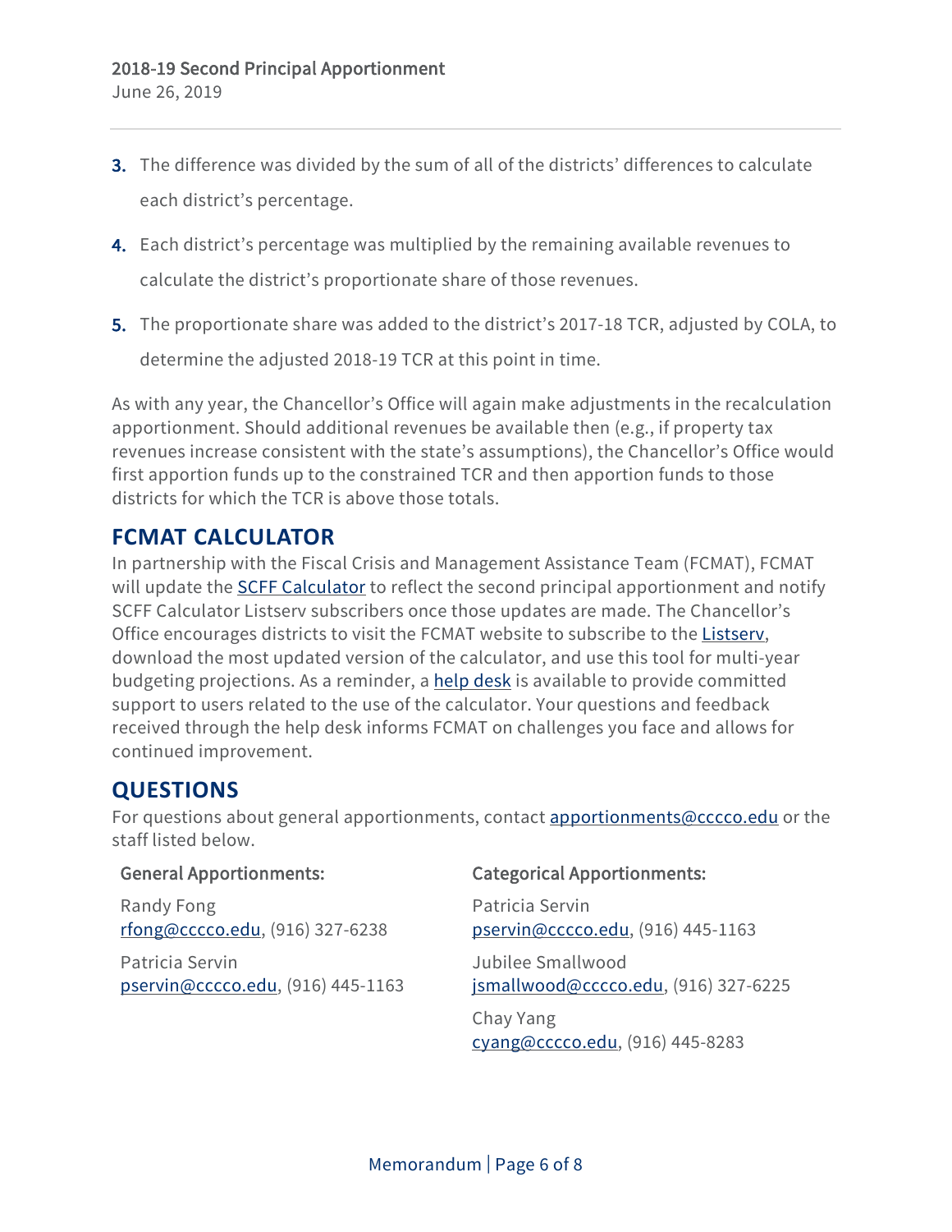3. The difference was divided by the sum of all of the districts' differences to calculate each district's percentage.
4. Each district's percentage was multiplied by the remaining available revenues to calculate the district's proportionate share of those revenues.
5. The proportionate share was added to the district's 2017-18 TCR, adjusted by COLA, to determine the adjusted 2018-19 TCR at this point in time.

As with any year, the Chancellor's Office will again make adjustments in the recalculation apportionment. Should additional revenues be available then (e.g., if property tax revenues increase consistent with the state's assumptions), the Chancellor's Office would first apportion funds up to the constrained TCR and then apportion funds to those districts for which the TCR is above those totals.

## FCMAT CALCULATOR

In partnership with the Fiscal Crisis and Management Assistance Team (FCMAT), FCMAT will update the SCFF Calculator to reflect the second principal apportionment and notify SCFF Calculator Listserv subscribers once those updates are made. The Chancellor's Office encourages districts to visit the FCMAT website to subscribe to the Listserv, download the most updated version of the calculator, and use this tool for multi-year budgeting projections. As a reminder, a help desk is available to provide committed support to users related to the use of the calculator. Your questions and feedback received through the help desk informs FCMAT on challenges you face and allows for continued improvement.

## QUESTIONS

For questions about general apportionments, contact apportionments@cccco.edu or the staff listed below.

**General Apportionments:**

Randy Fong
rfong@cccco.edu, (916) 327-6238

Patricia Servin
pservin@cccco.edu, (916) 445-1163

**Categorical Apportionments:**

Patricia Servin
pservin@cccco.edu, (916) 445-1163

Jubilee Smallwood
jsmallwood@cccco.edu, (916) 327-6225

Chay Yang
cyang@cccco.edu, (916) 445-8283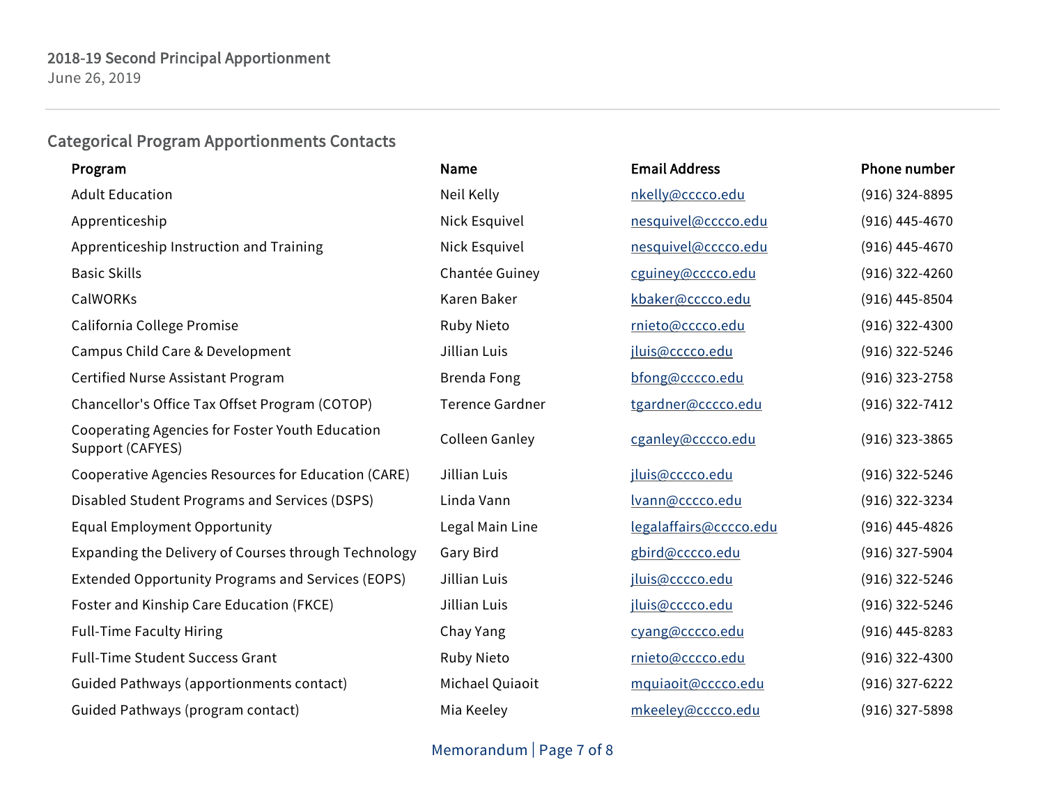## Categorical Program Apportionments Contacts

| Program | Name | Email Address | Phone number |
| --- | --- | --- | --- |
| Adult Education | Neil Kelly | nkelly@cccco.edu | (916) 324-8895 |
| Apprenticeship | Nick Esquivel | nesquivel@cccco.edu | (916) 445-4670 |
| Apprenticeship Instruction and Training | Nick Esquivel | nesquivel@cccco.edu | (916) 445-4670 |
| Basic Skills | Chantée Guiney | cguiney@cccco.edu | (916) 322-4260 |
| CalWORKs | Karen Baker | kbaker@cccco.edu | (916) 445-8504 |
| California College Promise | Ruby Nieto | rnieto@cccco.edu | (916) 322-4300 |
| Campus Child Care & Development | Jillian Luis | jluis@cccco.edu | (916) 322-5246 |
| Certified Nurse Assistant Program | Brenda Fong | bfong@cccco.edu | (916) 323-2758 |
| Chancellor's Office Tax Offset Program (COTOP) | Terence Gardner | tgardner@cccco.edu | (916) 322-7412 |
| Cooperating Agencies for Foster Youth Education Support (CAFYES) | Colleen Ganley | cganley@cccco.edu | (916) 323-3865 |
| Cooperative Agencies Resources for Education (CARE) | Jillian Luis | jluis@cccco.edu | (916) 322-5246 |
| Disabled Student Programs and Services (DSPS) | Linda Vann | lvann@cccco.edu | (916) 322-3234 |
| Equal Employment Opportunity | Legal Main Line | legalaffairs@cccco.edu | (916) 445-4826 |
| Expanding the Delivery of Courses through Technology | Gary Bird | gbird@cccco.edu | (916) 327-5904 |
| Extended Opportunity Programs and Services (EOPS) | Jillian Luis | jluis@cccco.edu | (916) 322-5246 |
| Foster and Kinship Care Education (FKCE) | Jillian Luis | jluis@cccco.edu | (916) 322-5246 |
| Full-Time Faculty Hiring | Chay Yang | cyang@cccco.edu | (916) 445-8283 |
| Full-Time Student Success Grant | Ruby Nieto | rnieto@cccco.edu | (916) 322-4300 |
| Guided Pathways (apportionments contact) | Michael Quiaoit | mquiaoit@cccco.edu | (916) 327-6222 |
| Guided Pathways (program contact) | Mia Keeley | mkeeley@cccco.edu | (916) 327-5898 |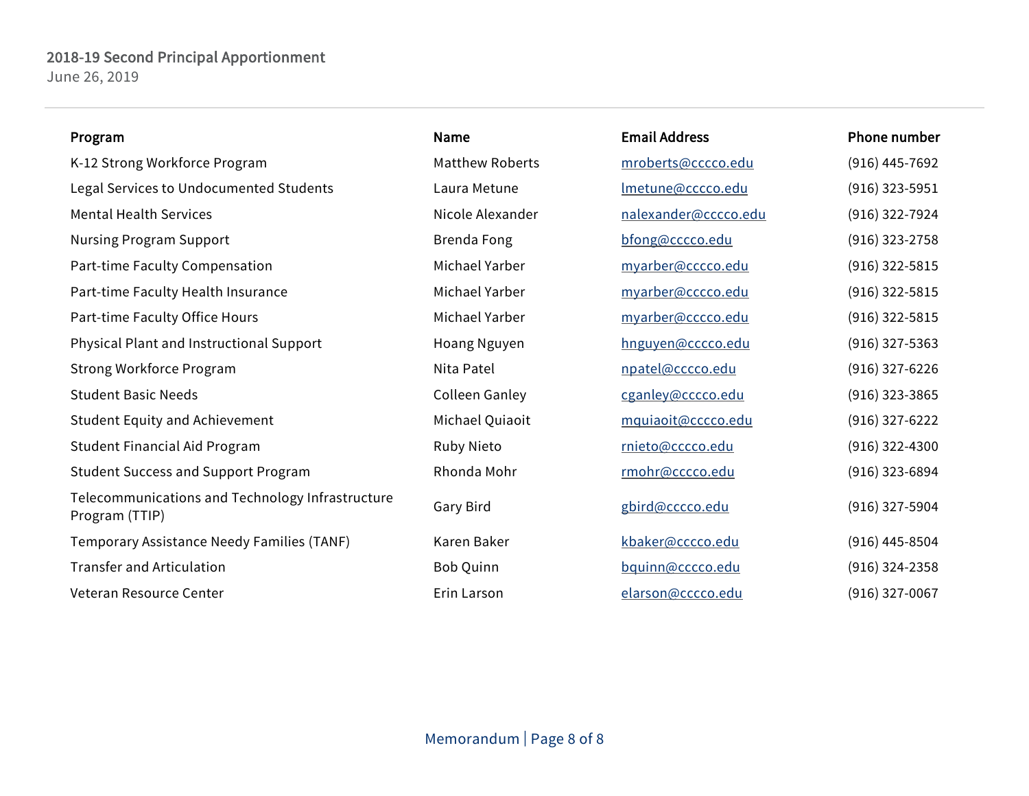| Program | Name | Email Address | Phone number |
| --- | --- | --- | --- |
| K-12 Strong Workforce Program | Matthew Roberts | mroberts@cccco.edu | (916) 445-7692 |
| Legal Services to Undocumented Students | Laura Metune | lmetune@cccco.edu | (916) 323-5951 |
| Mental Health Services | Nicole Alexander | nalexander@cccco.edu | (916) 322-7924 |
| Nursing Program Support | Brenda Fong | bfong@cccco.edu | (916) 323-2758 |
| Part-time Faculty Compensation | Michael Yarber | myarber@cccco.edu | (916) 322-5815 |
| Part-time Faculty Health Insurance | Michael Yarber | myarber@cccco.edu | (916) 322-5815 |
| Part-time Faculty Office Hours | Michael Yarber | myarber@cccco.edu | (916) 322-5815 |
| Physical Plant and Instructional Support | Hoang Nguyen | hnguyen@cccco.edu | (916) 327-5363 |
| Strong Workforce Program | Nita Patel | npatel@cccco.edu | (916) 327-6226 |
| Student Basic Needs | Colleen Ganley | cganley@cccco.edu | (916) 323-3865 |
| Student Equity and Achievement | Michael Quiaoit | mquiaoit@cccco.edu | (916) 327-6222 |
| Student Financial Aid Program | Ruby Nieto | rnieto@cccco.edu | (916) 322-4300 |
| Student Success and Support Program | Rhonda Mohr | rmohr@cccco.edu | (916) 323-6894 |
| Telecommunications and Technology Infrastructure Program (TTIP) | Gary Bird | gbird@cccco.edu | (916) 327-5904 |
| Temporary Assistance Needy Families (TANF) | Karen Baker | kbaker@cccco.edu | (916) 445-8504 |
| Transfer and Articulation | Bob Quinn | bquinn@cccco.edu | (916) 324-2358 |
| Veteran Resource Center | Erin Larson | elarson@cccco.edu | (916) 327-0067 |